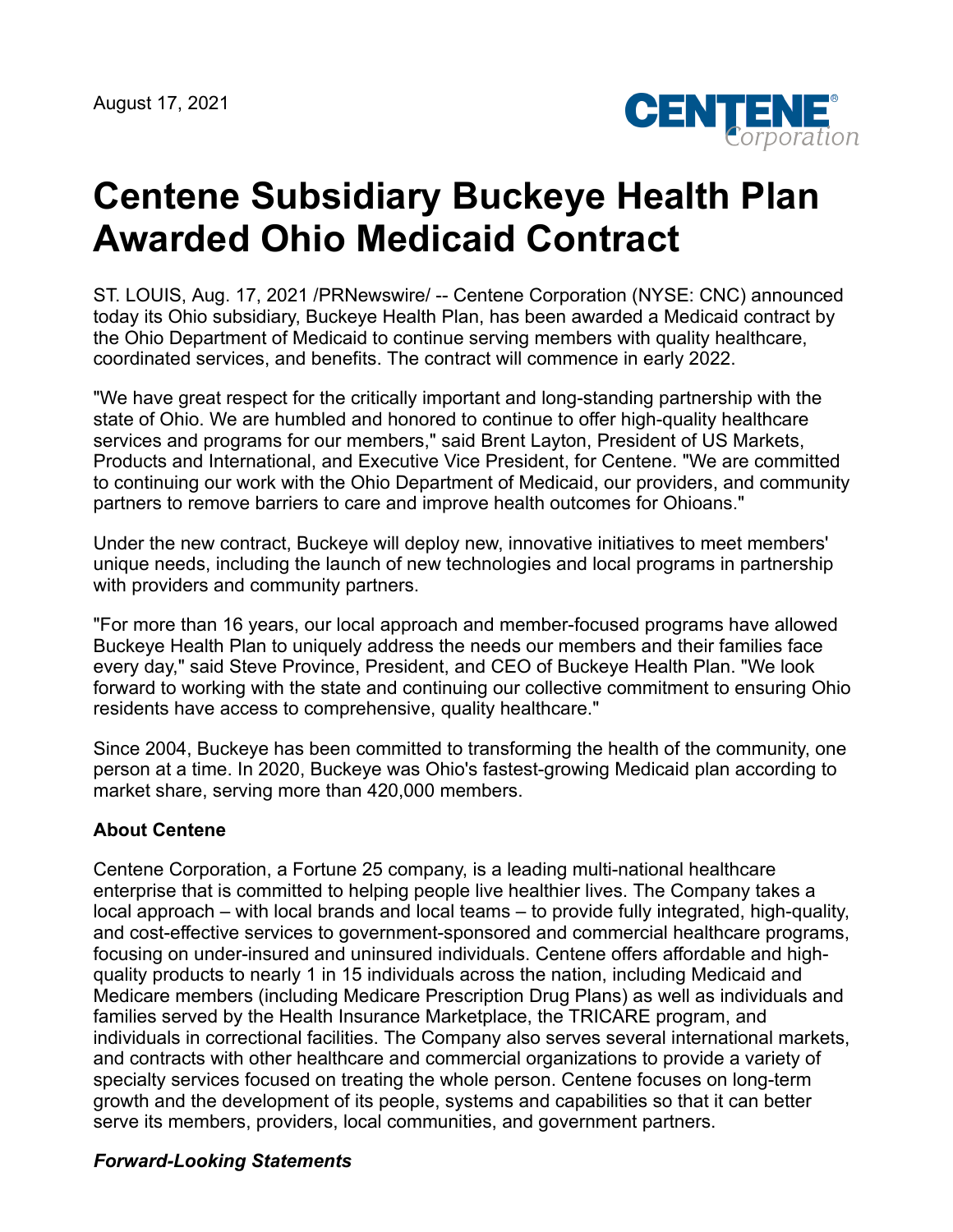August 17, 2021

# Centene Subsidiary Buckeye Health Plan Awarded Ohio Medicaid Contract

ST. LOUIS, Aug. 17, 2021 /PRNewswire/ -- Centene Corporation (NYSE: CNC) announced today its Ohio subsidiary, Buckeye Health Plan, has been awarded a Medicaid contract by the Ohio Department of Medicaid to continue serving members with quality healthcare, coordinated services, and benefits. The contract will commence in early 2022.

"We have great respect for the critically important and long-standing partnership with the state of Ohio. We are humbled and honored to continue to offer high-quality healthcare services and programs for our members," said Brent Layton, President of US Markets, Products and International, and Executive Vice President, for Centene. "We are committed to continuing our work with the Ohio Department of Medicaid, our providers, and community partners to remove barriers to care and improve health outcomes for Ohioans."

Under the new contract, Buckeye will deploy new, innovative initiatives to meet members' unique needs, including the launch of new technologies and local programs in partnership with providers and community partners.

"For more than 16 years, our local approach and member-focused programs have allowed Buckeye Health Plan to uniquely address the needs our members and their families face every day," said Steve Province, President, and CEO of Buckeye Health Plan. "We look forward to working with the state and continuing our collective commitment to ensuring Ohio residents have access to comprehensive, quality healthcare."

Since 2004, Buckeye has been committed to transforming the health of the community, one person at a time. In 2020, Buckeye was Ohio's fastest-growing Medicaid plan according to market share, serving more than 420,000 members.

**About Centene**

Centene Corporation, a Fortune 25 company, is a leading multi-national healthcare enterprise that is committed to helping people live healthier lives. The Company takes a local approach – with local brands and local teams – to provide fully integrated, high-quality, and cost-effective services to government-sponsored and commercial healthcare programs, focusing on under-insured and uninsured individuals. Centene offers affordable and high-quality products to nearly 1 in 15 individuals across the nation, including Medicaid and Medicare members (including Medicare Prescription Drug Plans) as well as individuals and families served by the Health Insurance Marketplace, the TRICARE program, and individuals in correctional facilities. The Company also serves several international markets, and contracts with other healthcare and commercial organizations to provide a variety of specialty services focused on treating the whole person. Centene focuses on long-term growth and the development of its people, systems and capabilities so that it can better serve its members, providers, local communities, and government partners.

***Forward-Looking Statements***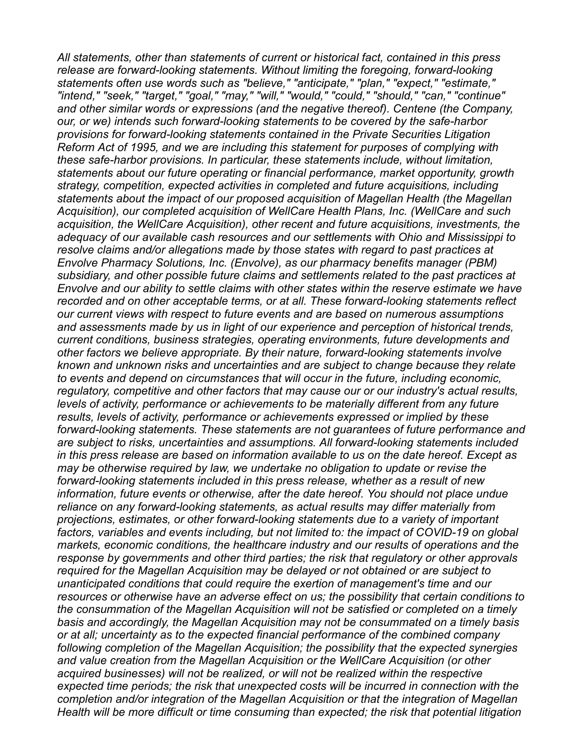*All statements, other than statements of current or historical fact, contained in this press release are forward-looking statements. Without limiting the foregoing, forward-looking statements often use words such as "believe," "anticipate," "plan," "expect," "estimate," "intend," "seek," "target," "goal," "may," "will," "would," "could," "should," "can," "continue" and other similar words or expressions (and the negative thereof). Centene (the Company, our, or we) intends such forward-looking statements to be covered by the safe-harbor provisions for forward-looking statements contained in the Private Securities Litigation Reform Act of 1995, and we are including this statement for purposes of complying with these safe-harbor provisions. In particular, these statements include, without limitation, statements about our future operating or financial performance, market opportunity, growth strategy, competition, expected activities in completed and future acquisitions, including statements about the impact of our proposed acquisition of Magellan Health (the Magellan Acquisition), our completed acquisition of WellCare Health Plans, Inc. (WellCare and such acquisition, the WellCare Acquisition), other recent and future acquisitions, investments, the adequacy of our available cash resources and our settlements with Ohio and Mississippi to resolve claims and/or allegations made by those states with regard to past practices at Envolve Pharmacy Solutions, Inc. (Envolve), as our pharmacy benefits manager (PBM) subsidiary, and other possible future claims and settlements related to the past practices at Envolve and our ability to settle claims with other states within the reserve estimate we have recorded and on other acceptable terms, or at all. These forward-looking statements reflect our current views with respect to future events and are based on numerous assumptions and assessments made by us in light of our experience and perception of historical trends, current conditions, business strategies, operating environments, future developments and other factors we believe appropriate. By their nature, forward-looking statements involve known and unknown risks and uncertainties and are subject to change because they relate to events and depend on circumstances that will occur in the future, including economic, regulatory, competitive and other factors that may cause our or our industry's actual results, levels of activity, performance or achievements to be materially different from any future results, levels of activity, performance or achievements expressed or implied by these forward-looking statements. These statements are not guarantees of future performance and are subject to risks, uncertainties and assumptions. All forward-looking statements included in this press release are based on information available to us on the date hereof. Except as may be otherwise required by law, we undertake no obligation to update or revise the forward-looking statements included in this press release, whether as a result of new information, future events or otherwise, after the date hereof. You should not place undue reliance on any forward-looking statements, as actual results may differ materially from projections, estimates, or other forward-looking statements due to a variety of important factors, variables and events including, but not limited to: the impact of COVID-19 on global markets, economic conditions, the healthcare industry and our results of operations and the response by governments and other third parties; the risk that regulatory or other approvals required for the Magellan Acquisition may be delayed or not obtained or are subject to unanticipated conditions that could require the exertion of management's time and our resources or otherwise have an adverse effect on us; the possibility that certain conditions to the consummation of the Magellan Acquisition will not be satisfied or completed on a timely basis and accordingly, the Magellan Acquisition may not be consummated on a timely basis or at all; uncertainty as to the expected financial performance of the combined company following completion of the Magellan Acquisition; the possibility that the expected synergies and value creation from the Magellan Acquisition or the WellCare Acquisition (or other acquired businesses) will not be realized, or will not be realized within the respective expected time periods; the risk that unexpected costs will be incurred in connection with the completion and/or integration of the Magellan Acquisition or that the integration of Magellan Health will be more difficult or time consuming than expected; the risk that potential litigation*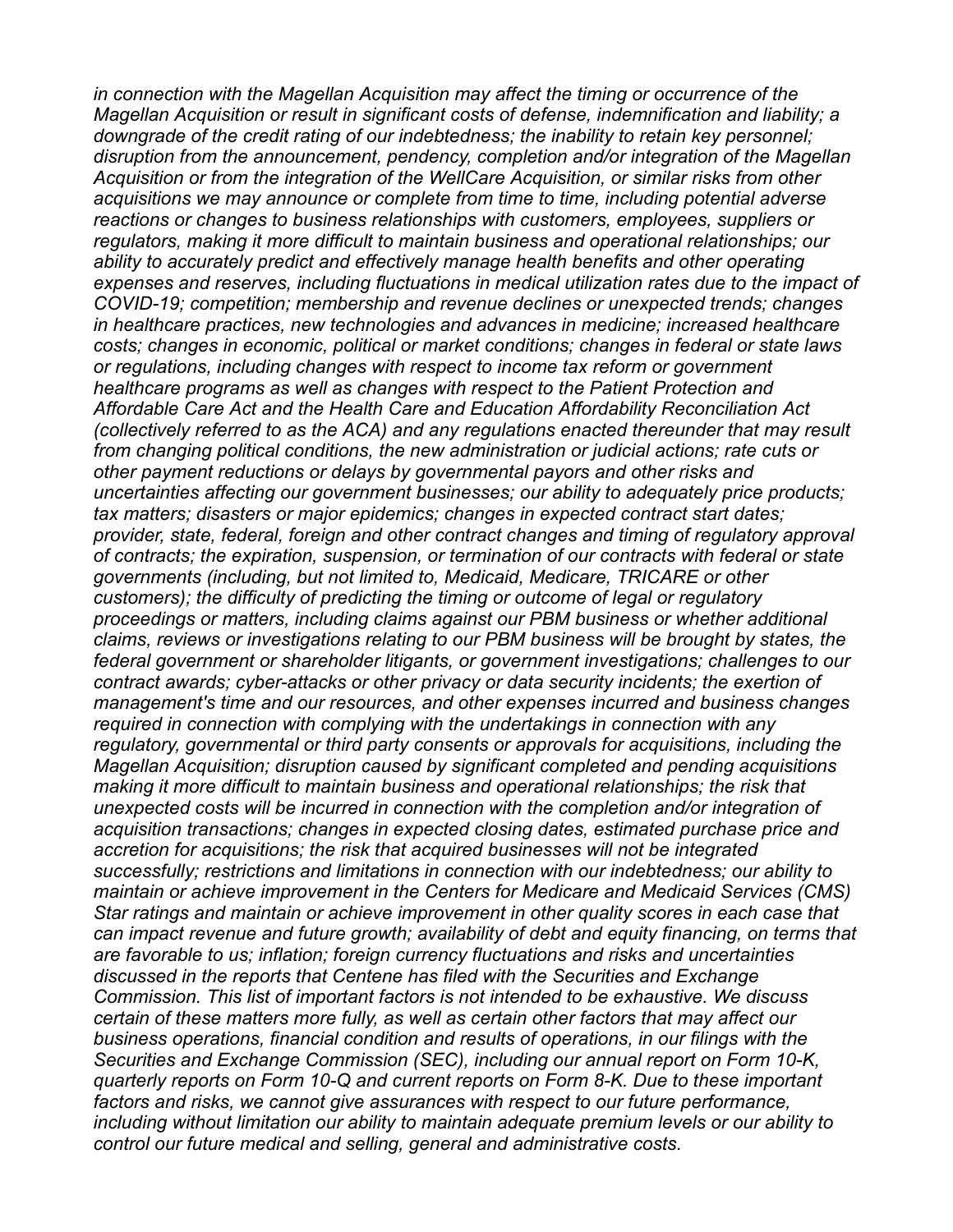*in connection with the Magellan Acquisition may affect the timing or occurrence of the Magellan Acquisition or result in significant costs of defense, indemnification and liability; a downgrade of the credit rating of our indebtedness; the inability to retain key personnel; disruption from the announcement, pendency, completion and/or integration of the Magellan Acquisition or from the integration of the WellCare Acquisition, or similar risks from other acquisitions we may announce or complete from time to time, including potential adverse reactions or changes to business relationships with customers, employees, suppliers or regulators, making it more difficult to maintain business and operational relationships; our ability to accurately predict and effectively manage health benefits and other operating expenses and reserves, including fluctuations in medical utilization rates due to the impact of COVID-19; competition; membership and revenue declines or unexpected trends; changes in healthcare practices, new technologies and advances in medicine; increased healthcare costs; changes in economic, political or market conditions; changes in federal or state laws or regulations, including changes with respect to income tax reform or government healthcare programs as well as changes with respect to the Patient Protection and Affordable Care Act and the Health Care and Education Affordability Reconciliation Act (collectively referred to as the ACA) and any regulations enacted thereunder that may result from changing political conditions, the new administration or judicial actions; rate cuts or other payment reductions or delays by governmental payors and other risks and uncertainties affecting our government businesses; our ability to adequately price products; tax matters; disasters or major epidemics; changes in expected contract start dates; provider, state, federal, foreign and other contract changes and timing of regulatory approval of contracts; the expiration, suspension, or termination of our contracts with federal or state governments (including, but not limited to, Medicaid, Medicare, TRICARE or other customers); the difficulty of predicting the timing or outcome of legal or regulatory proceedings or matters, including claims against our PBM business or whether additional claims, reviews or investigations relating to our PBM business will be brought by states, the federal government or shareholder litigants, or government investigations; challenges to our contract awards; cyber-attacks or other privacy or data security incidents; the exertion of management's time and our resources, and other expenses incurred and business changes required in connection with complying with the undertakings in connection with any regulatory, governmental or third party consents or approvals for acquisitions, including the Magellan Acquisition; disruption caused by significant completed and pending acquisitions making it more difficult to maintain business and operational relationships; the risk that unexpected costs will be incurred in connection with the completion and/or integration of acquisition transactions; changes in expected closing dates, estimated purchase price and accretion for acquisitions; the risk that acquired businesses will not be integrated successfully; restrictions and limitations in connection with our indebtedness; our ability to maintain or achieve improvement in the Centers for Medicare and Medicaid Services (CMS) Star ratings and maintain or achieve improvement in other quality scores in each case that can impact revenue and future growth; availability of debt and equity financing, on terms that are favorable to us; inflation; foreign currency fluctuations and risks and uncertainties discussed in the reports that Centene has filed with the Securities and Exchange Commission. This list of important factors is not intended to be exhaustive. We discuss certain of these matters more fully, as well as certain other factors that may affect our business operations, financial condition and results of operations, in our filings with the Securities and Exchange Commission (SEC), including our annual report on Form 10-K, quarterly reports on Form 10-Q and current reports on Form 8-K. Due to these important factors and risks, we cannot give assurances with respect to our future performance, including without limitation our ability to maintain adequate premium levels or our ability to control our future medical and selling, general and administrative costs.*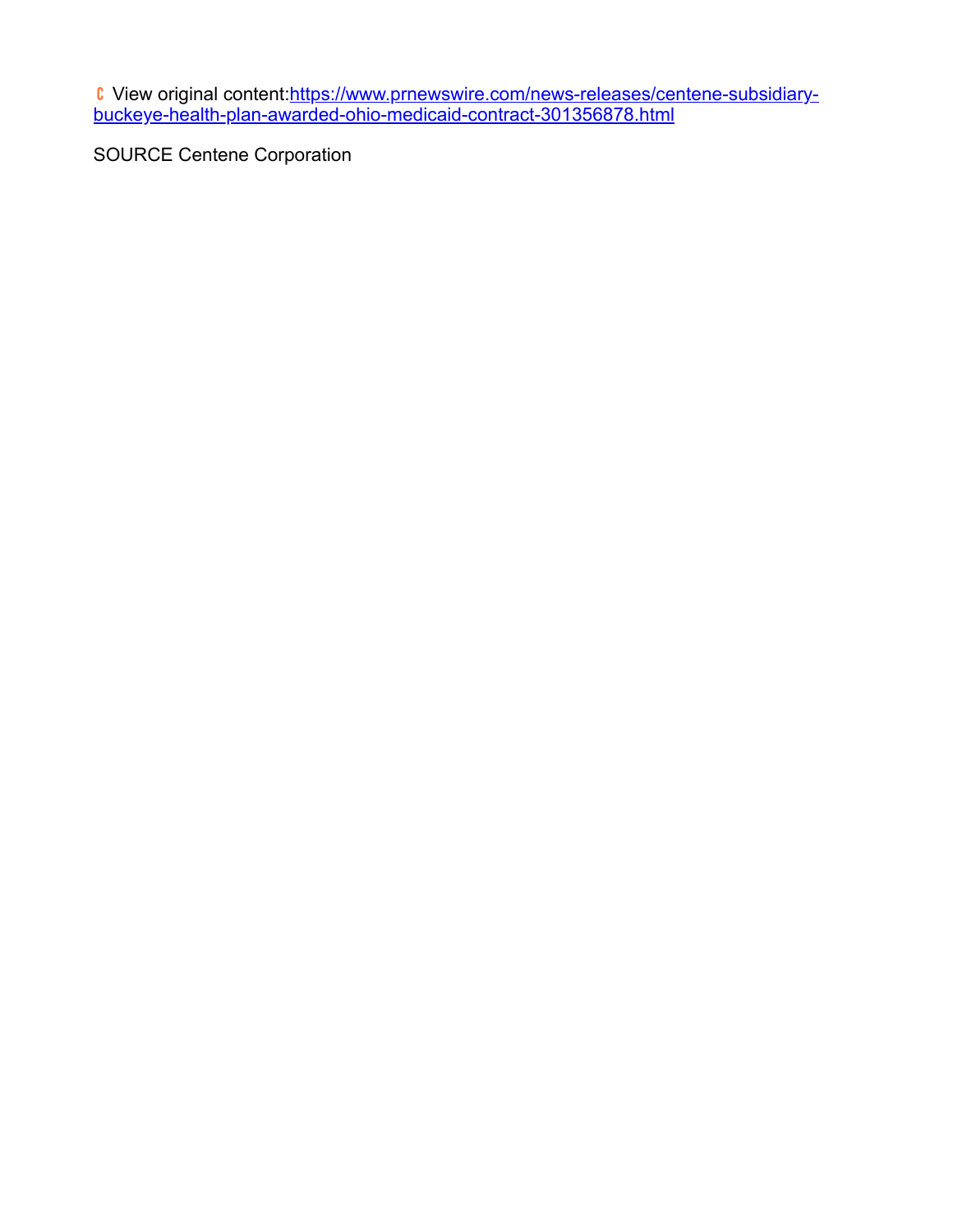View original content:https://www.prnewswire.com/news-releases/centene-subsidiary-buckeye-health-plan-awarded-ohio-medicaid-contract-301356878.html

SOURCE Centene Corporation